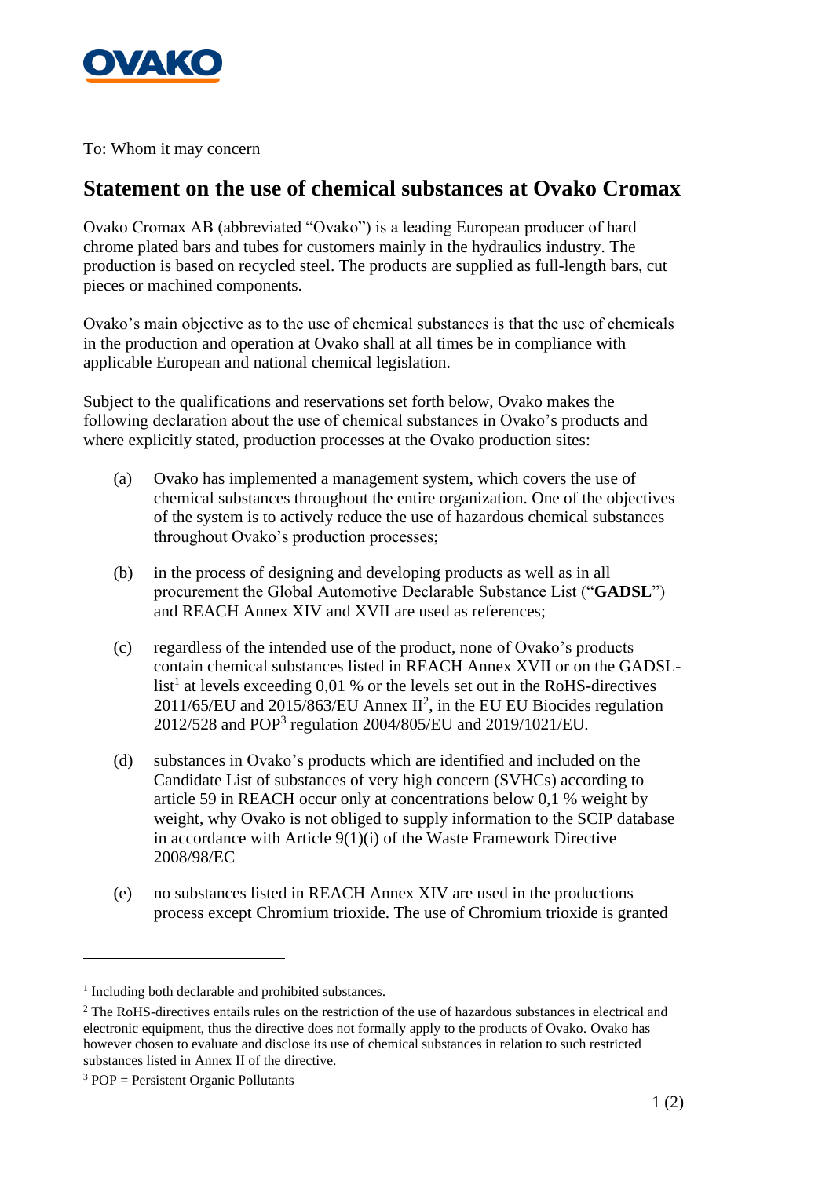OVAKO

To: Whom it may concern

# Statement on the use of chemical substances at Ovako Cromax

Ovako Cromax AB (abbreviated "Ovako") is a leading European producer of hard chrome plated bars and tubes for customers mainly in the hydraulics industry. The production is based on recycled steel. The products are supplied as full-length bars, cut pieces or machined components.

Ovako's main objective as to the use of chemical substances is that the use of chemicals in the production and operation at Ovako shall at all times be in compliance with applicable European and national chemical legislation.

Subject to the qualifications and reservations set forth below, Ovako makes the following declaration about the use of chemical substances in Ovako's products and where explicitly stated, production processes at the Ovako production sites:

(a) Ovako has implemented a management system, which covers the use of chemical substances throughout the entire organization. One of the objectives of the system is to actively reduce the use of hazardous chemical substances throughout Ovako's production processes;

(b) in the process of designing and developing products as well as in all procurement the Global Automotive Declarable Substance List ("**GADSL**") and REACH Annex XIV and XVII are used as references;

(c) regardless of the intended use of the product, none of Ovako's products contain chemical substances listed in REACH Annex XVII or on the GADSL-list[1] at levels exceeding 0,01 % or the levels set out in the RoHS-directives 2011/65/EU and 2015/863/EU Annex II[2], in the EU EU Biocides regulation 2012/528 and POP[3] regulation 2004/805/EU and 2019/1021/EU.

(d) substances in Ovako's products which are identified and included on the Candidate List of substances of very high concern (SVHCs) according to article 59 in REACH occur only at concentrations below 0,1 % weight by weight, why Ovako is not obliged to supply information to the SCIP database in accordance with Article 9(1)(i) of the Waste Framework Directive 2008/98/EC

(e) no substances listed in REACH Annex XIV are used in the productions process except Chromium trioxide. The use of Chromium trioxide is granted

---

[1] Including both declarable and prohibited substances.

[2] The RoHS-directives entails rules on the restriction of the use of hazardous substances in electrical and electronic equipment, thus the directive does not formally apply to the products of Ovako. Ovako has however chosen to evaluate and disclose its use of chemical substances in relation to such restricted substances listed in Annex II of the directive.

[3] POP = Persistent Organic Pollutants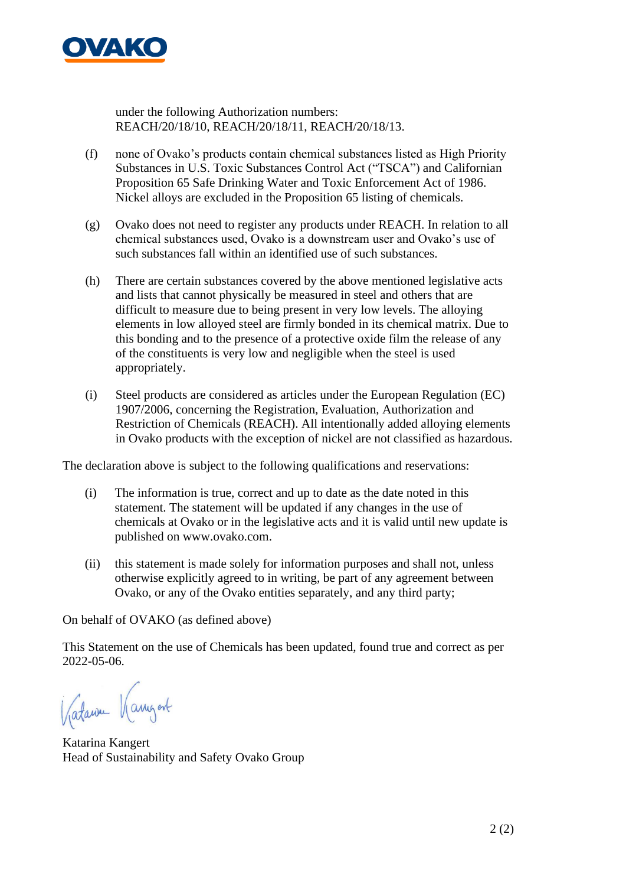under the following Authorization numbers: REACH/20/18/10, REACH/20/18/11, REACH/20/18/13.

(f) none of Ovako's products contain chemical substances listed as High Priority Substances in U.S. Toxic Substances Control Act ("TSCA") and Californian Proposition 65 Safe Drinking Water and Toxic Enforcement Act of 1986. Nickel alloys are excluded in the Proposition 65 listing of chemicals.

(g) Ovako does not need to register any products under REACH. In relation to all chemical substances used, Ovako is a downstream user and Ovako's use of such substances fall within an identified use of such substances.

(h) There are certain substances covered by the above mentioned legislative acts and lists that cannot physically be measured in steel and others that are difficult to measure due to being present in very low levels. The alloying elements in low alloyed steel are firmly bonded in its chemical matrix. Due to this bonding and to the presence of a protective oxide film the release of any of the constituents is very low and negligible when the steel is used appropriately.

(i) Steel products are considered as articles under the European Regulation (EC) 1907/2006, concerning the Registration, Evaluation, Authorization and Restriction of Chemicals (REACH). All intentionally added alloying elements in Ovako products with the exception of nickel are not classified as hazardous.

The declaration above is subject to the following qualifications and reservations:

(i) The information is true, correct and up to date as the date noted in this statement. The statement will be updated if any changes in the use of chemicals at Ovako or in the legislative acts and it is valid until new update is published on www.ovako.com.

(ii) this statement is made solely for information purposes and shall not, unless otherwise explicitly agreed to in writing, be part of any agreement between Ovako, or any of the Ovako entities separately, and any third party;

On behalf of OVAKO (as defined above)

This Statement on the use of Chemicals has been updated, found true and correct as per 2022-05-06.

Katarina Kangert
Head of Sustainability and Safety Ovako Group